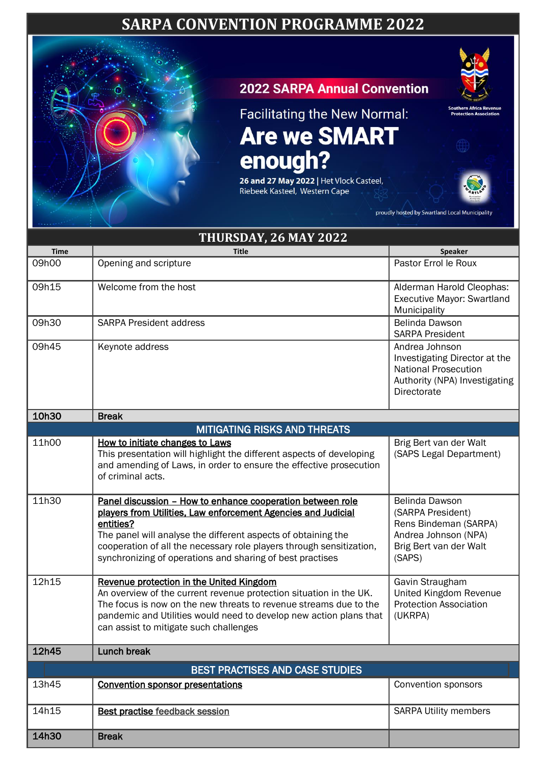# SARPA CONVENTION PROGRAMME 2022

2022 SARPA Annual Convention

Facilitating the New Normal:

**Are we SMART enough?**

**26 and 27 May 2022** | Het Vlock Casteel, Riebeek Kasteel, Western Cape

Southern Africa Revenue Protection Association

proudly hosted by Swartland Local Municipality

## THURSDAY, 26 MAY 2022

| Time | Title | Speaker |
|---|---|---|
| 09h00 | Opening and scripture | Pastor Errol le Roux |
| 09h15 | Welcome from the host | Alderman Harold Cleophas: Executive Mayor: Swartland Municipality |
| 09h30 | SARPA President address | Belinda Dawson<br>SARPA President |
| 09h45 | Keynote address | Andrea Johnson<br>Investigating Director at the National Prosecution Authority (NPA) Investigating Directorate |
| **10h30** | **Break** | |
| | **MITIGATING RISKS AND THREATS** | |
| 11h00 | **How to initiate changes to Laws**<br>This presentation will highlight the different aspects of developing and amending of Laws, in order to ensure the effective prosecution of criminal acts. | Brig Bert van der Walt (SAPS Legal Department) |
| 11h30 | **Panel discussion – How to enhance cooperation between role players from Utilities, Law enforcement Agencies and Judicial entities?**<br>The panel will analyse the different aspects of obtaining the cooperation of all the necessary role players through sensitization, synchronizing of operations and sharing of best practises | Belinda Dawson (SARPA President)<br>Rens Bindeman (SARPA)<br>Andrea Johnson (NPA)<br>Brig Bert van der Walt (SAPS) |
| 12h15 | **Revenue protection in the United Kingdom**<br>An overview of the current revenue protection situation in the UK. The focus is now on the new threats to revenue streams due to the pandemic and Utilities would need to develop new action plans that can assist to mitigate such challenges | Gavin Straughan<br>United Kingdom Revenue Protection Association (UKRPA) |
| **12h45** | **Lunch break** | |
| | **BEST PRACTISES AND CASE STUDIES** | |
| 13h45 | **Convention sponsor presentations** | Convention sponsors |
| 14h15 | **Best practise feedback session** | SARPA Utility members |
| **14h30** | **Break** | |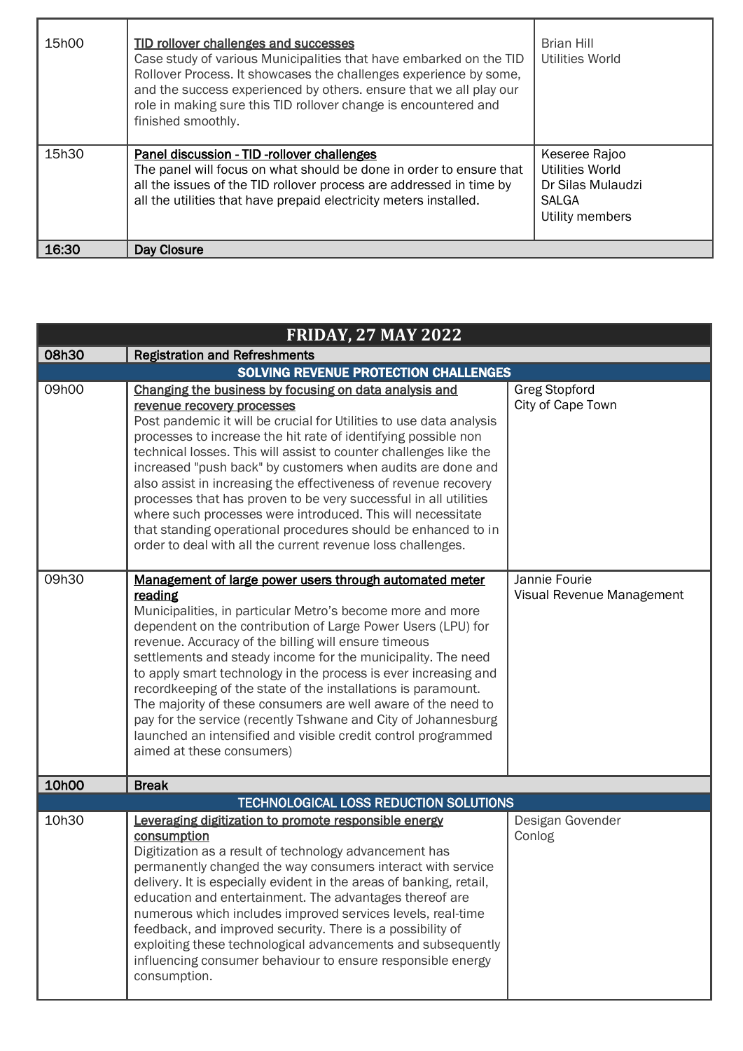| | | |
|---|---|---|
| 15h00 | <u>TID rollover challenges and successes</u><br>Case study of various Municipalities that have embarked on the TID Rollover Process. It showcases the challenges experience by some, and the success experienced by others. ensure that we all play our role in making sure this TID rollover change is encountered and finished smoothly. | Brian Hill<br>Utilities World |
| 15h30 | <u>Panel discussion - TID -rollover challenges</u><br>The panel will focus on what should be done in order to ensure that all the issues of the TID rollover process are addressed in time by all the utilities that have prepaid electricity meters installed. | Keseree Rajoo<br>Utilities World<br>Dr Silas Mulaudzi<br>SALGA<br>Utility members |
| **16:30** | **Day Closure** | |

| **FRIDAY, 27 MAY 2022** | | |
|---|---|---|
| **08h30** | **Registration and Refreshments** | |
| | **SOLVING REVENUE PROTECTION CHALLENGES** | |
| 09h00 | <u>Changing the business by focusing on data analysis and revenue recovery processes</u><br>Post pandemic it will be crucial for Utilities to use data analysis processes to increase the hit rate of identifying possible non technical losses. This will assist to counter challenges like the increased "push back" by customers when audits are done and also assist in increasing the effectiveness of revenue recovery processes that has proven to be very successful in all utilities where such processes were introduced. This will necessitate that standing operational procedures should be enhanced to in order to deal with all the current revenue loss challenges. | Greg Stopford<br>City of Cape Town |
| 09h30 | <u>Management of large power users through automated meter reading</u><br>Municipalities, in particular Metro's become more and more dependent on the contribution of Large Power Users (LPU) for revenue. Accuracy of the billing will ensure timeous settlements and steady income for the municipality. The need to apply smart technology in the process is ever increasing and recordkeeping of the state of the installations is paramount. The majority of these consumers are well aware of the need to pay for the service (recently Tshwane and City of Johannesburg launched an intensified and visible credit control programmed aimed at these consumers) | Jannie Fourie<br>Visual Revenue Management |
| **10h00** | **Break** | |
| | **TECHNOLOGICAL LOSS REDUCTION SOLUTIONS** | |
| 10h30 | <u>Leveraging digitization to promote responsible energy consumption</u><br>Digitization as a result of technology advancement has permanently changed the way consumers interact with service delivery. It is especially evident in the areas of banking, retail, education and entertainment. The advantages thereof are numerous which includes improved services levels, real-time feedback, and improved security. There is a possibility of exploiting these technological advancements and subsequently influencing consumer behaviour to ensure responsible energy consumption. | Desigan Govender<br>Conlog |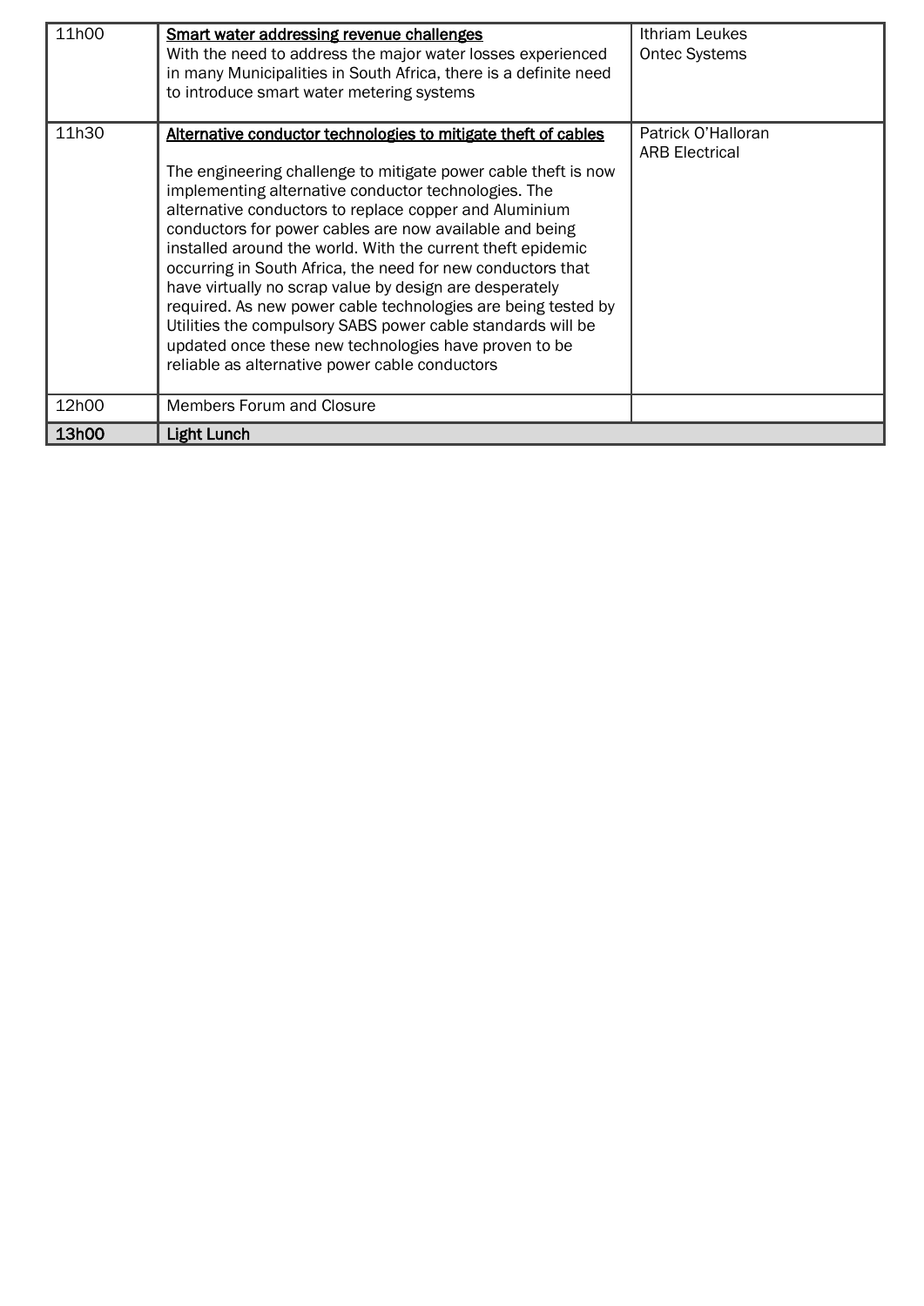| | | |
|---|---|---|
| 11h00 | <u>Smart water addressing revenue challenges</u><br>With the need to address the major water losses experienced in many Municipalities in South Africa, there is a definite need to introduce smart water metering systems | Ithriam Leukes<br>Ontec Systems |
| 11h30 | <u>Alternative conductor technologies to mitigate theft of cables</u><br><br>The engineering challenge to mitigate power cable theft is now implementing alternative conductor technologies. The alternative conductors to replace copper and Aluminium conductors for power cables are now available and being installed around the world. With the current theft epidemic occurring in South Africa, the need for new conductors that have virtually no scrap value by design are desperately required. As new power cable technologies are being tested by Utilities the compulsory SABS power cable standards will be updated once these new technologies have proven to be reliable as alternative power cable conductors | Patrick O'Halloran<br>ARB Electrical |
| 12h00 | Members Forum and Closure | |
| **13h00** | **Light Lunch** | |